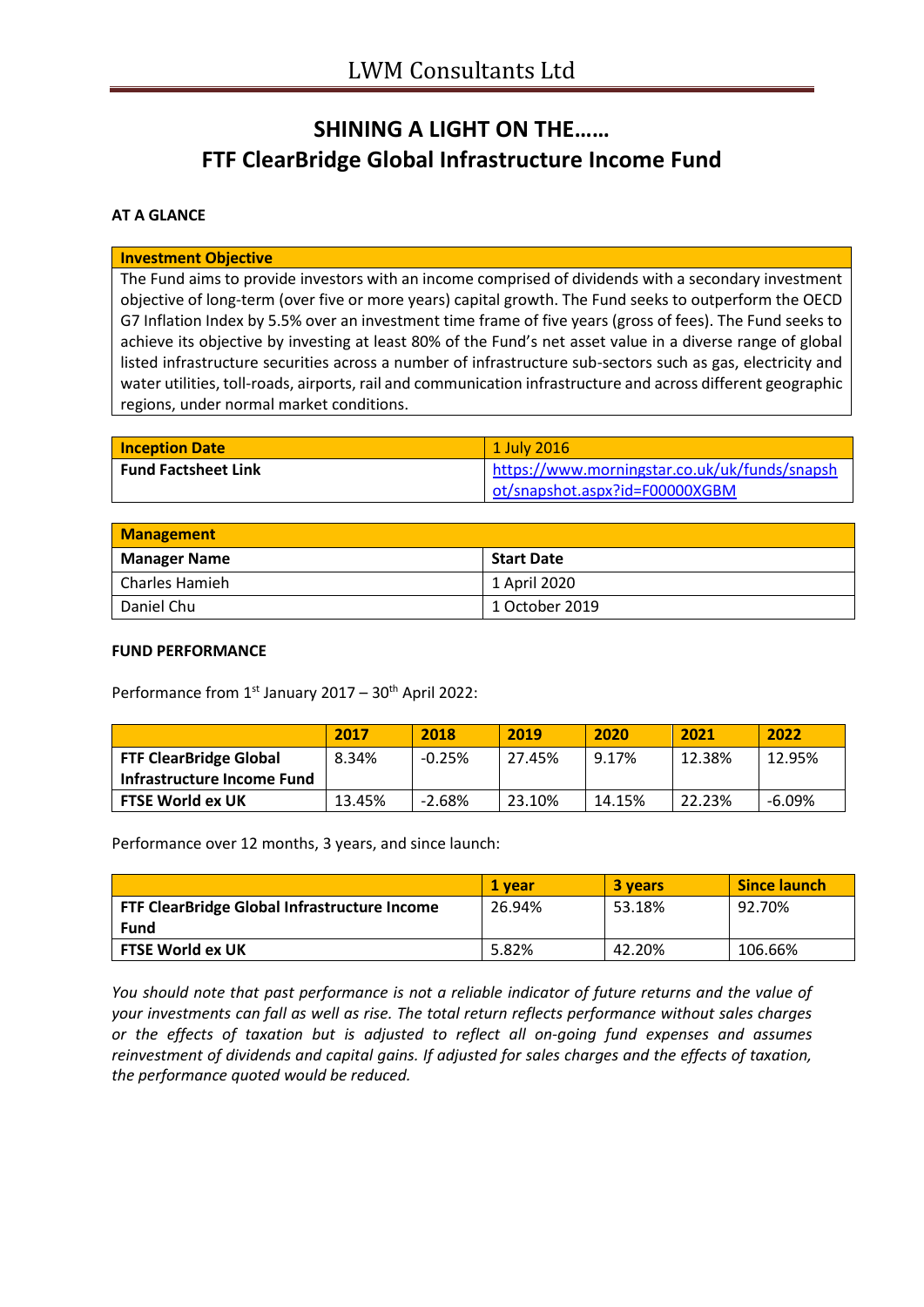# LWM Consultants Ltd

## SHINING A LIGHT ON THE……
## FTF ClearBridge Global Infrastructure Income Fund

**AT A GLANCE**

| **Investment Objective** |
|---|
| The Fund aims to provide investors with an income comprised of dividends with a secondary investment objective of long-term (over five or more years) capital growth. The Fund seeks to outperform the OECD G7 Inflation Index by 5.5% over an investment time frame of five years (gross of fees). The Fund seeks to achieve its objective by investing at least 80% of the Fund's net asset value in a diverse range of global listed infrastructure securities across a number of infrastructure sub-sectors such as gas, electricity and water utilities, toll-roads, airports, rail and communication infrastructure and across different geographic regions, under normal market conditions. |

| **Inception Date** | 1 July 2016 |
|---|---|
| **Fund Factsheet Link** | [https://www.morningstar.co.uk/uk/funds/snapshot/snapshot.aspx?id=F00000XGBM](https://www.morningstar.co.uk/uk/funds/snapshot/snapshot.aspx?id=F00000XGBM) |

| **Management** | |
|---|---|
| **Manager Name** | **Start Date** |
| Charles Hamieh | 1 April 2020 |
| Daniel Chu | 1 October 2019 |

**FUND PERFORMANCE**

Performance from 1st January 2017 – 30th April 2022:

| | 2017 | 2018 | 2019 | 2020 | 2021 | 2022 |
|---|---|---|---|---|---|---|
| **FTF ClearBridge Global Infrastructure Income Fund** | 8.34% | -0.25% | 27.45% | 9.17% | 12.38% | 12.95% |
| **FTSE World ex UK** | 13.45% | -2.68% | 23.10% | 14.15% | 22.23% | -6.09% |

Performance over 12 months, 3 years, and since launch:

| | 1 year | 3 years | Since launch |
|---|---|---|---|
| **FTF ClearBridge Global Infrastructure Income Fund** | 26.94% | 53.18% | 92.70% |
| **FTSE World ex UK** | 5.82% | 42.20% | 106.66% |

*You should note that past performance is not a reliable indicator of future returns and the value of your investments can fall as well as rise. The total return reflects performance without sales charges or the effects of taxation but is adjusted to reflect all on-going fund expenses and assumes reinvestment of dividends and capital gains. If adjusted for sales charges and the effects of taxation, the performance quoted would be reduced.*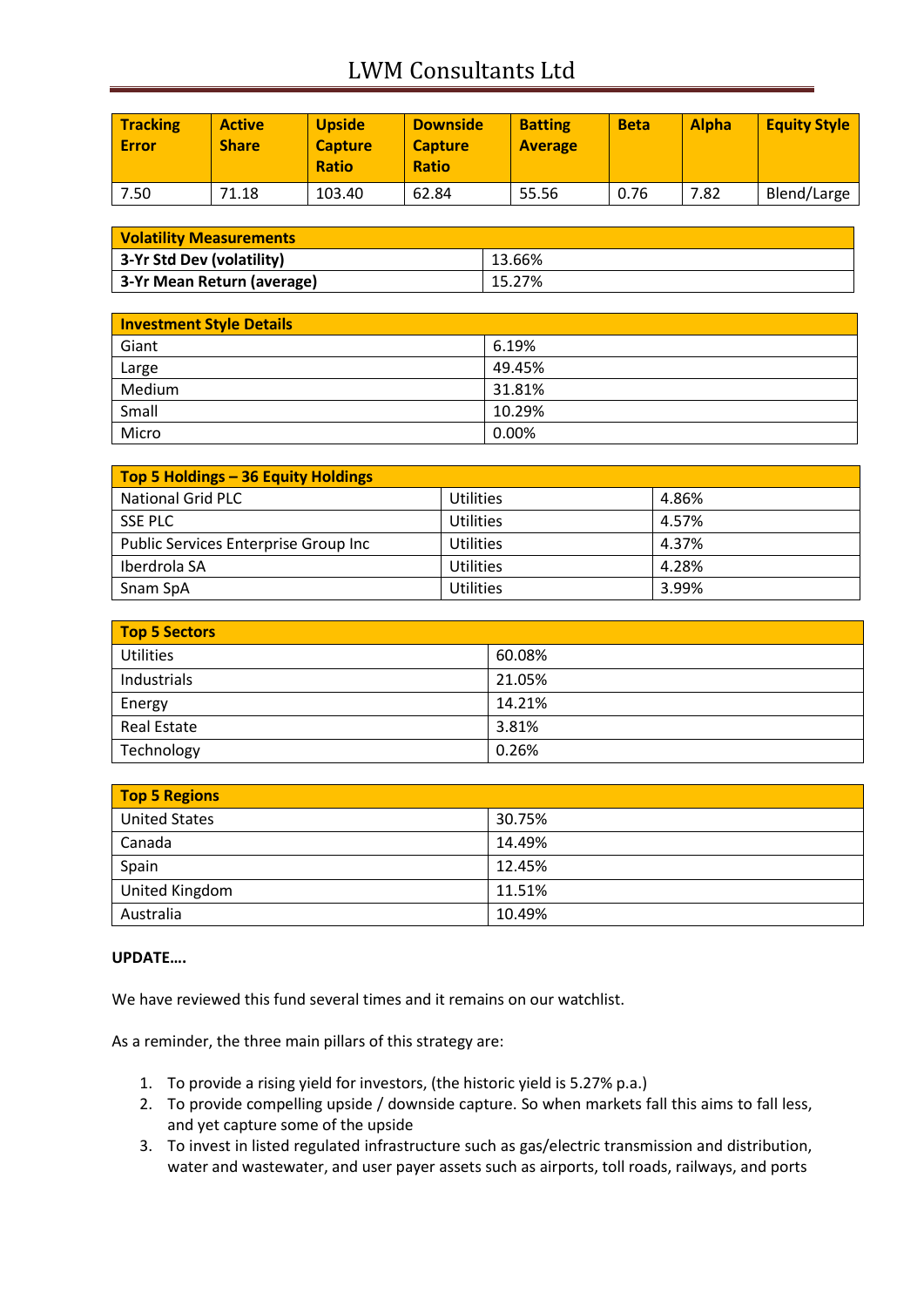| Tracking Error | Active Share | Upside Capture Ratio | Downside Capture Ratio | Batting Average | Beta | Alpha | Equity Style |
|---|---|---|---|---|---|---|---|
| 7.50 | 71.18 | 103.40 | 62.84 | 55.56 | 0.76 | 7.82 | Blend/Large |

| Volatility Measurements | |
|---|---|
| **3-Yr Std Dev (volatility)** | 13.66% |
| **3-Yr Mean Return (average)** | 15.27% |

| Investment Style Details | |
|---|---|
| Giant | 6.19% |
| Large | 49.45% |
| Medium | 31.81% |
| Small | 10.29% |
| Micro | 0.00% |

| Top 5 Holdings – 36 Equity Holdings | | |
|---|---|---|
| National Grid PLC | Utilities | 4.86% |
| SSE PLC | Utilities | 4.57% |
| Public Services Enterprise Group Inc | Utilities | 4.37% |
| Iberdrola SA | Utilities | 4.28% |
| Snam SpA | Utilities | 3.99% |

| Top 5 Sectors | |
|---|---|
| Utilities | 60.08% |
| Industrials | 21.05% |
| Energy | 14.21% |
| Real Estate | 3.81% |
| Technology | 0.26% |

| Top 5 Regions | |
|---|---|
| United States | 30.75% |
| Canada | 14.49% |
| Spain | 12.45% |
| United Kingdom | 11.51% |
| Australia | 10.49% |

**UPDATE….**

We have reviewed this fund several times and it remains on our watchlist.

As a reminder, the three main pillars of this strategy are:

1. To provide a rising yield for investors, (the historic yield is 5.27% p.a.)
2. To provide compelling upside / downside capture. So when markets fall this aims to fall less, and yet capture some of the upside
3. To invest in listed regulated infrastructure such as gas/electric transmission and distribution, water and wastewater, and user payer assets such as airports, toll roads, railways, and ports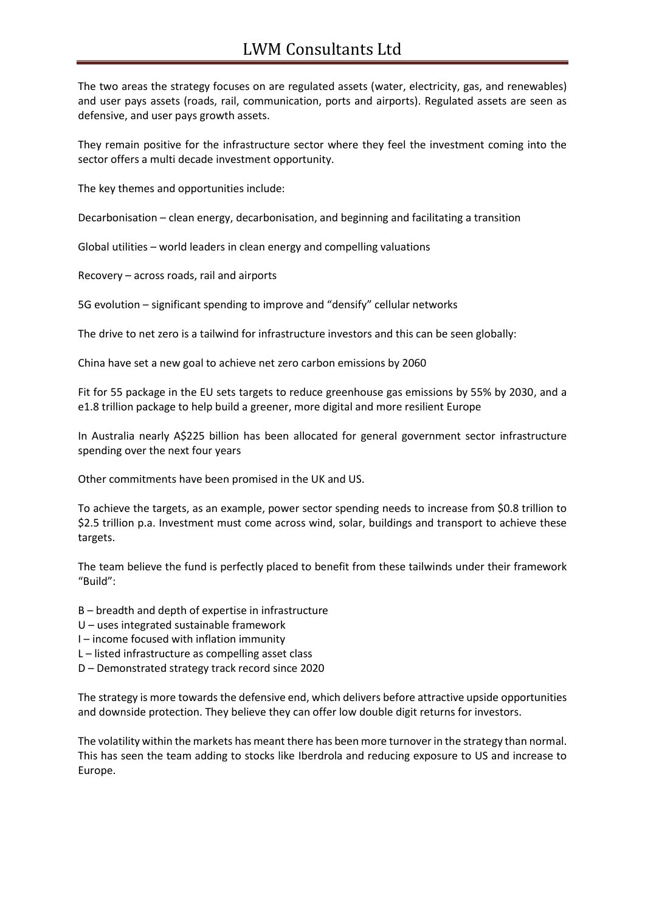The two areas the strategy focuses on are regulated assets (water, electricity, gas, and renewables) and user pays assets (roads, rail, communication, ports and airports). Regulated assets are seen as defensive, and user pays growth assets.

They remain positive for the infrastructure sector where they feel the investment coming into the sector offers a multi decade investment opportunity.

The key themes and opportunities include:

Decarbonisation – clean energy, decarbonisation, and beginning and facilitating a transition

Global utilities – world leaders in clean energy and compelling valuations

Recovery – across roads, rail and airports

5G evolution – significant spending to improve and "densify" cellular networks

The drive to net zero is a tailwind for infrastructure investors and this can be seen globally:

China have set a new goal to achieve net zero carbon emissions by 2060

Fit for 55 package in the EU sets targets to reduce greenhouse gas emissions by 55% by 2030, and a e1.8 trillion package to help build a greener, more digital and more resilient Europe

In Australia nearly A$225 billion has been allocated for general government sector infrastructure spending over the next four years

Other commitments have been promised in the UK and US.

To achieve the targets, as an example, power sector spending needs to increase from $0.8 trillion to $2.5 trillion p.a. Investment must come across wind, solar, buildings and transport to achieve these targets.

The team believe the fund is perfectly placed to benefit from these tailwinds under their framework "Build":

B – breadth and depth of expertise in infrastructure
U – uses integrated sustainable framework
I – income focused with inflation immunity
L – listed infrastructure as compelling asset class
D – Demonstrated strategy track record since 2020

The strategy is more towards the defensive end, which delivers before attractive upside opportunities and downside protection. They believe they can offer low double digit returns for investors.

The volatility within the markets has meant there has been more turnover in the strategy than normal. This has seen the team adding to stocks like Iberdrola and reducing exposure to US and increase to Europe.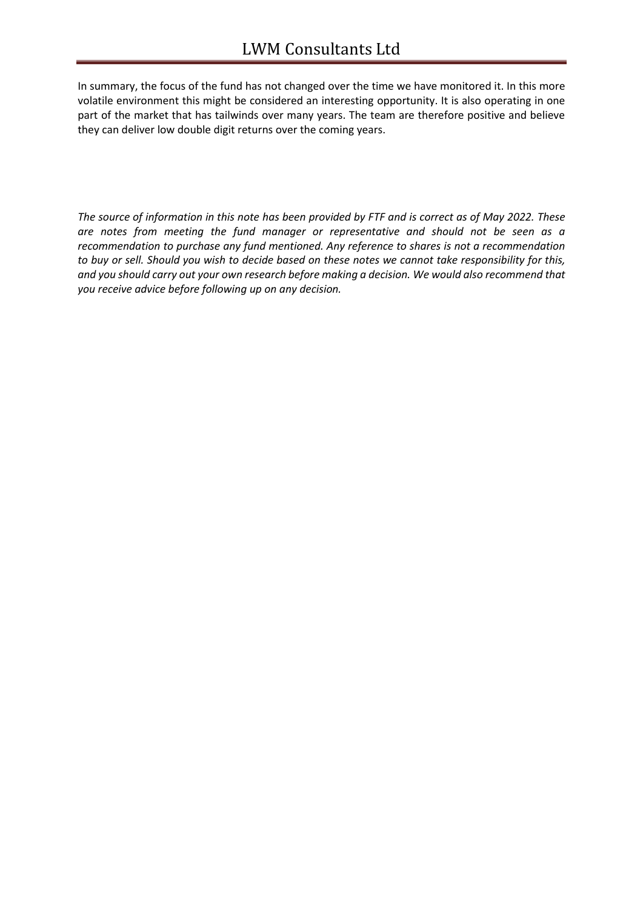In summary, the focus of the fund has not changed over the time we have monitored it. In this more volatile environment this might be considered an interesting opportunity. It is also operating in one part of the market that has tailwinds over many years. The team are therefore positive and believe they can deliver low double digit returns over the coming years.

*The source of information in this note has been provided by FTF and is correct as of May 2022. These are notes from meeting the fund manager or representative and should not be seen as a recommendation to purchase any fund mentioned. Any reference to shares is not a recommendation to buy or sell. Should you wish to decide based on these notes we cannot take responsibility for this, and you should carry out your own research before making a decision. We would also recommend that you receive advice before following up on any decision.*